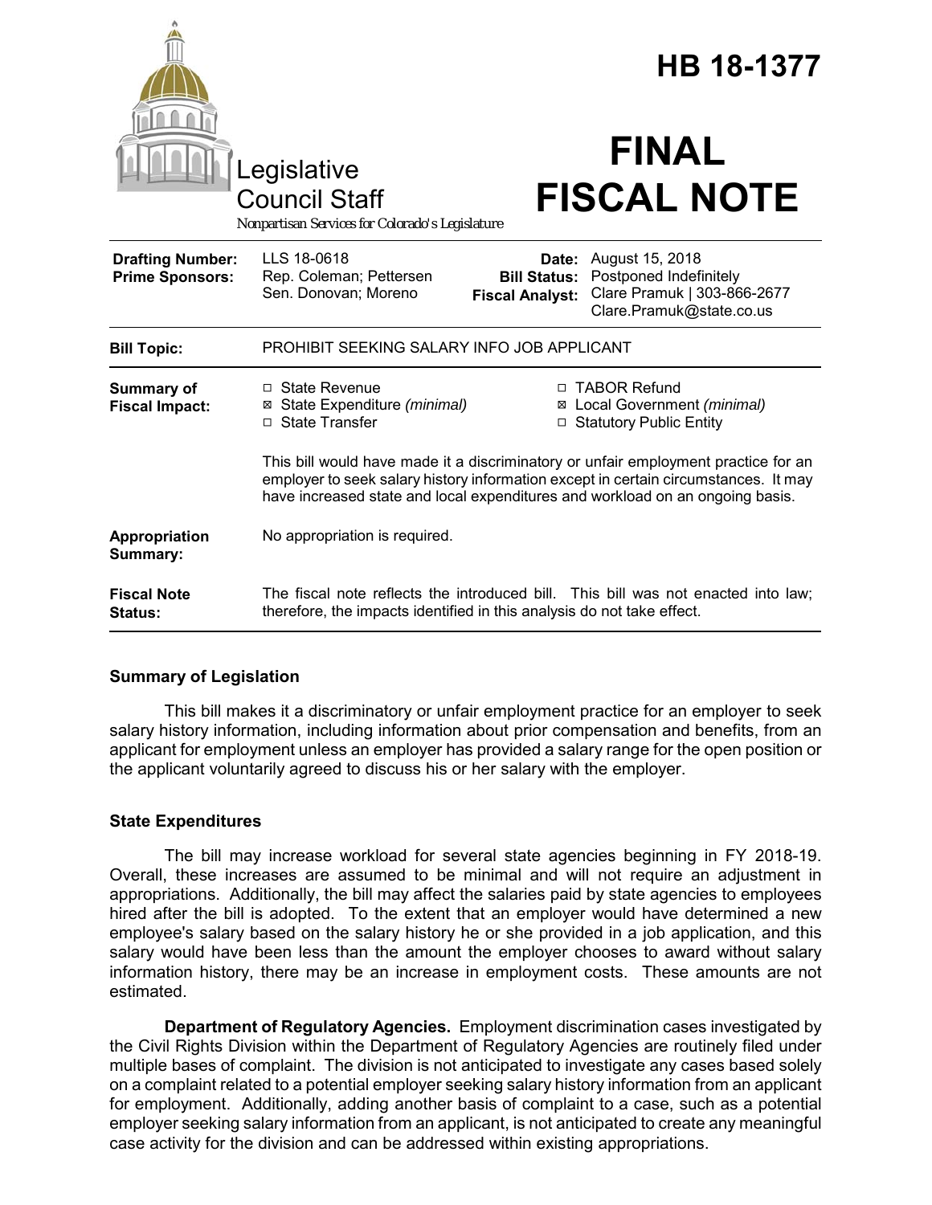# HB 18-1377

Legislative Council Staff

*Nonpartisan Services for Colorado's Legislature*

# FINAL FISCAL NOTE

| | | | |
|---|---|---|---|
| **Drafting Number:** | LLS 18-0618 | **Date:** | August 15, 2018 |
| **Prime Sponsors:** | Rep. Coleman; Pettersen<br>Sen. Donovan; Moreno | **Bill Status:** | Postponed Indefinitely |
| | | **Fiscal Analyst:** | Clare Pramuk \| 303-866-2677<br>Clare.Pramuk@state.co.us |

| | |
|---|---|
| **Bill Topic:** | PROHIBIT SEEKING SALARY INFO JOB APPLICANT |
| **Summary of Fiscal Impact:** | ☐ State Revenue<br>☒ State Expenditure *(minimal)*<br>☐ State Transfer<br>☐ TABOR Refund<br>☒ Local Government *(minimal)*<br>☐ Statutory Public Entity<br><br>This bill would have made it a discriminatory or unfair employment practice for an employer to seek salary history information except in certain circumstances. It may have increased state and local expenditures and workload on an ongoing basis. |
| **Appropriation Summary:** | No appropriation is required. |
| **Fiscal Note Status:** | The fiscal note reflects the introduced bill. This bill was not enacted into law; therefore, the impacts identified in this analysis do not take effect. |

## Summary of Legislation

This bill makes it a discriminatory or unfair employment practice for an employer to seek salary history information, including information about prior compensation and benefits, from an applicant for employment unless an employer has provided a salary range for the open position or the applicant voluntarily agreed to discuss his or her salary with the employer.

## State Expenditures

The bill may increase workload for several state agencies beginning in FY 2018-19. Overall, these increases are assumed to be minimal and will not require an adjustment in appropriations. Additionally, the bill may affect the salaries paid by state agencies to employees hired after the bill is adopted. To the extent that an employer would have determined a new employee's salary based on the salary history he or she provided in a job application, and this salary would have been less than the amount the employer chooses to award without salary information history, there may be an increase in employment costs. These amounts are not estimated.

**Department of Regulatory Agencies.** Employment discrimination cases investigated by the Civil Rights Division within the Department of Regulatory Agencies are routinely filed under multiple bases of complaint. The division is not anticipated to investigate any cases based solely on a complaint related to a potential employer seeking salary history information from an applicant for employment. Additionally, adding another basis of complaint to a case, such as a potential employer seeking salary information from an applicant, is not anticipated to create any meaningful case activity for the division and can be addressed within existing appropriations.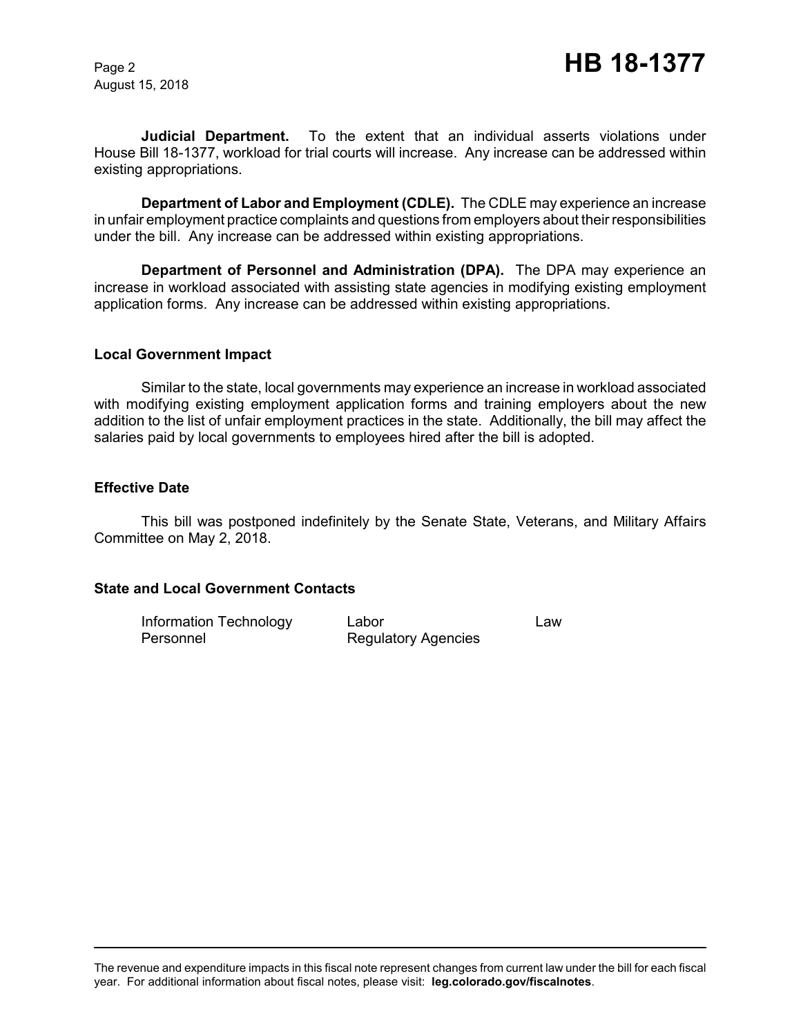**Judicial Department.** To the extent that an individual asserts violations under House Bill 18-1377, workload for trial courts will increase. Any increase can be addressed within existing appropriations.

**Department of Labor and Employment (CDLE).** The CDLE may experience an increase in unfair employment practice complaints and questions from employers about their responsibilities under the bill. Any increase can be addressed within existing appropriations.

**Department of Personnel and Administration (DPA).** The DPA may experience an increase in workload associated with assisting state agencies in modifying existing employment application forms. Any increase can be addressed within existing appropriations.

### Local Government Impact

Similar to the state, local governments may experience an increase in workload associated with modifying existing employment application forms and training employers about the new addition to the list of unfair employment practices in the state. Additionally, the bill may affect the salaries paid by local governments to employees hired after the bill is adopted.

### Effective Date

This bill was postponed indefinitely by the Senate State, Veterans, and Military Affairs Committee on May 2, 2018.

### State and Local Government Contacts

| | | |
|---|---|---|
| Information Technology | Labor | Law |
| Personnel | Regulatory Agencies | |

The revenue and expenditure impacts in this fiscal note represent changes from current law under the bill for each fiscal year. For additional information about fiscal notes, please visit: **leg.colorado.gov/fiscalnotes**.